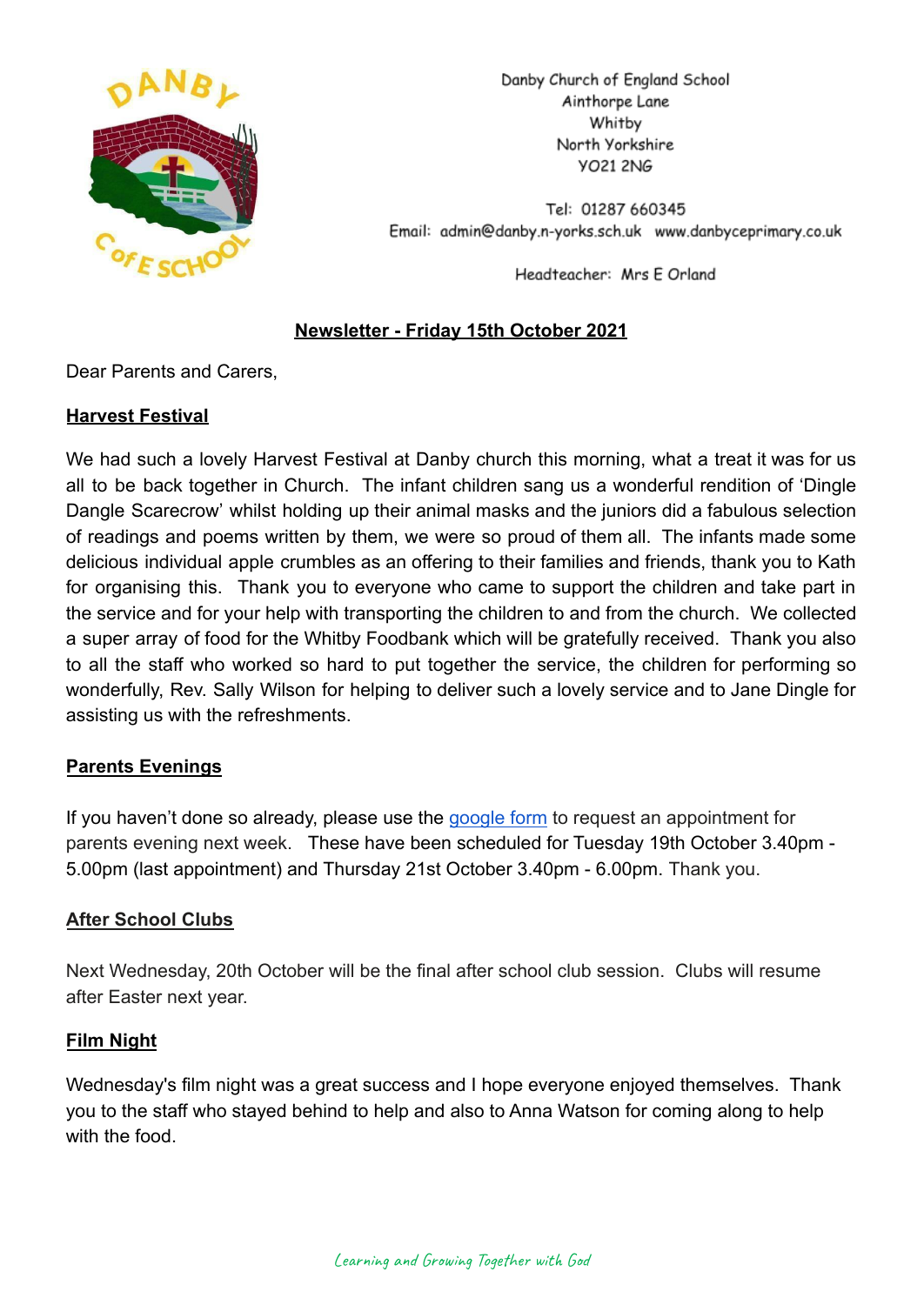Danby Church of England School
Ainthorpe Lane
Whitby
North Yorkshire
YO21 2NG

Tel: 01287 660345
Email: admin@danby.n-yorks.sch.uk www.danbyceprimary.co.uk

Headteacher: Mrs E Orland

# Newsletter - Friday 15th October 2021

Dear Parents and Carers,

## Harvest Festival

We had such a lovely Harvest Festival at Danby church this morning, what a treat it was for us all to be back together in Church. The infant children sang us a wonderful rendition of 'Dingle Dangle Scarecrow' whilst holding up their animal masks and the juniors did a fabulous selection of readings and poems written by them, we were so proud of them all. The infants made some delicious individual apple crumbles as an offering to their families and friends, thank you to Kath for organising this. Thank you to everyone who came to support the children and take part in the service and for your help with transporting the children to and from the church. We collected a super array of food for the Whitby Foodbank which will be gratefully received. Thank you also to all the staff who worked so hard to put together the service, the children for performing so wonderfully, Rev. Sally Wilson for helping to deliver such a lovely service and to Jane Dingle for assisting us with the refreshments.

## Parents Evenings

If you haven't done so already, please use the google form to request an appointment for parents evening next week. These have been scheduled for Tuesday 19th October 3.40pm - 5.00pm (last appointment) and Thursday 21st October 3.40pm - 6.00pm. Thank you.

## After School Clubs

Next Wednesday, 20th October will be the final after school club session. Clubs will resume after Easter next year.

## Film Night

Wednesday's film night was a great success and I hope everyone enjoyed themselves. Thank you to the staff who stayed behind to help and also to Anna Watson for coming along to help with the food.

*Learning and Growing Together with God*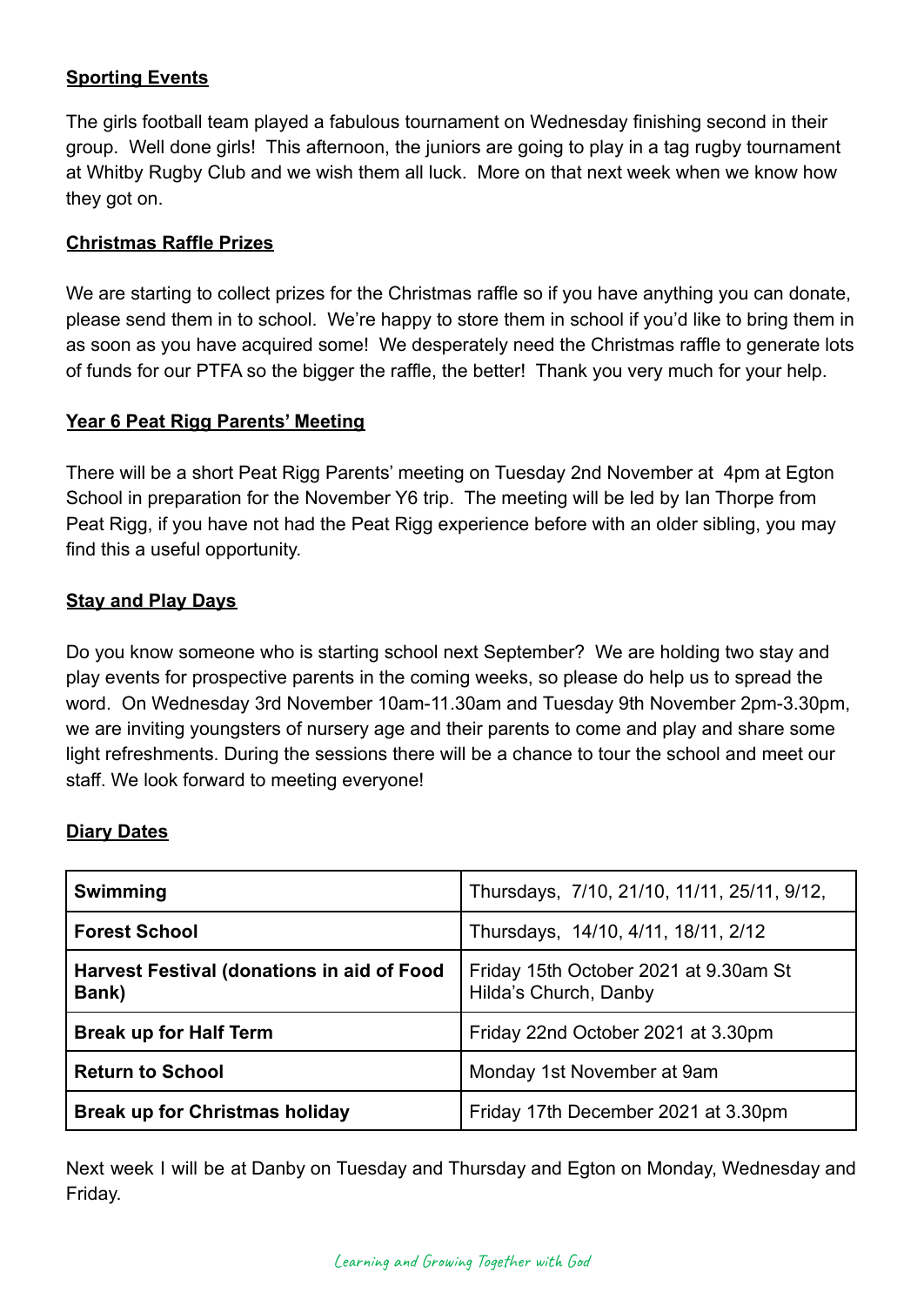**Sporting Events**

The girls football team played a fabulous tournament on Wednesday finishing second in their group. Well done girls! This afternoon, the juniors are going to play in a tag rugby tournament at Whitby Rugby Club and we wish them all luck. More on that next week when we know how they got on.

**Christmas Raffle Prizes**

We are starting to collect prizes for the Christmas raffle so if you have anything you can donate, please send them in to school. We're happy to store them in school if you'd like to bring them in as soon as you have acquired some! We desperately need the Christmas raffle to generate lots of funds for our PTFA so the bigger the raffle, the better! Thank you very much for your help.

**Year 6 Peat Rigg Parents' Meeting**

There will be a short Peat Rigg Parents' meeting on Tuesday 2nd November at 4pm at Egton School in preparation for the November Y6 trip. The meeting will be led by Ian Thorpe from Peat Rigg, if you have not had the Peat Rigg experience before with an older sibling, you may find this a useful opportunity.

**Stay and Play Days**

Do you know someone who is starting school next September? We are holding two stay and play events for prospective parents in the coming weeks, so please do help us to spread the word. On Wednesday 3rd November 10am-11.30am and Tuesday 9th November 2pm-3.30pm, we are inviting youngsters of nursery age and their parents to come and play and share some light refreshments. During the sessions there will be a chance to tour the school and meet our staff. We look forward to meeting everyone!

**Diary Dates**

| **Swimming** | Thursdays, 7/10, 21/10, 11/11, 25/11, 9/12, |
|---|---|
| **Forest School** | Thursdays, 14/10, 4/11, 18/11, 2/12 |
| **Harvest Festival (donations in aid of Food Bank)** | Friday 15th October 2021 at 9.30am St Hilda's Church, Danby |
| **Break up for Half Term** | Friday 22nd October 2021 at 3.30pm |
| **Return to School** | Monday 1st November at 9am |
| **Break up for Christmas holiday** | Friday 17th December 2021 at 3.30pm |

Next week I will be at Danby on Tuesday and Thursday and Egton on Monday, Wednesday and Friday.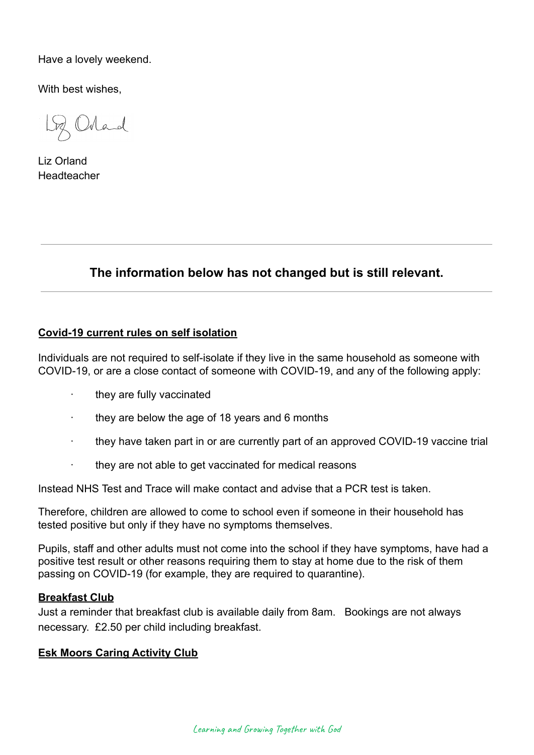Have a lovely weekend.

With best wishes,

Liz Orland
Headteacher

---

### The information below has not changed but is still relevant.

---

**Covid-19 current rules on self isolation**

Individuals are not required to self-isolate if they live in the same household as someone with COVID-19, or are a close contact of someone with COVID-19, and any of the following apply:

- they are fully vaccinated
- they are below the age of 18 years and 6 months
- they have taken part in or are currently part of an approved COVID-19 vaccine trial
- they are not able to get vaccinated for medical reasons

Instead NHS Test and Trace will make contact and advise that a PCR test is taken.

Therefore, children are allowed to come to school even if someone in their household has tested positive but only if they have no symptoms themselves.

Pupils, staff and other adults must not come into the school if they have symptoms, have had a positive test result or other reasons requiring them to stay at home due to the risk of them passing on COVID-19 (for example, they are required to quarantine).

**Breakfast Club**

Just a reminder that breakfast club is available daily from 8am. Bookings are not always necessary. £2.50 per child including breakfast.

**Esk Moors Caring Activity Club**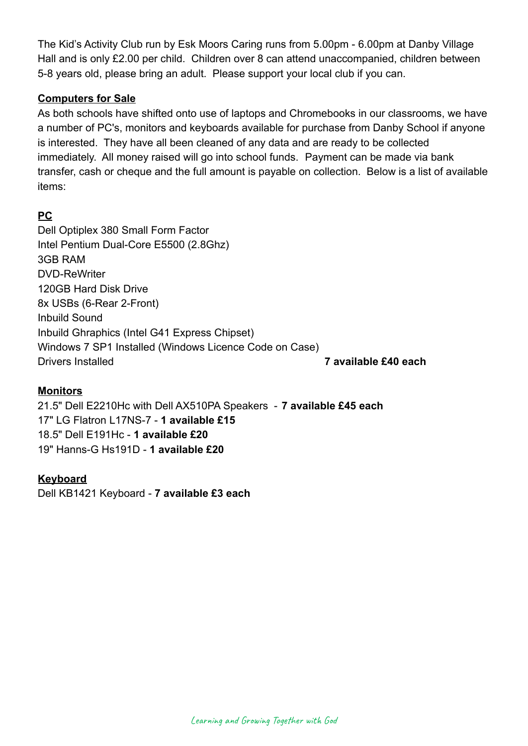The Kid's Activity Club run by Esk Moors Caring runs from 5.00pm - 6.00pm at Danby Village Hall and is only £2.00 per child. Children over 8 can attend unaccompanied, children between 5-8 years old, please bring an adult. Please support your local club if you can.

## Computers for Sale

As both schools have shifted onto use of laptops and Chromebooks in our classrooms, we have a number of PC's, monitors and keyboards available for purchase from Danby School if anyone is interested. They have all been cleaned of any data and are ready to be collected immediately. All money raised will go into school funds. Payment can be made via bank transfer, cash or cheque and the full amount is payable on collection. Below is a list of available items:

### PC

Dell Optiplex 380 Small Form Factor
Intel Pentium Dual-Core E5500 (2.8Ghz)
3GB RAM
DVD-ReWriter
120GB Hard Disk Drive
8x USBs (6-Rear 2-Front)
Inbuild Sound
Inbuild Ghraphics (Intel G41 Express Chipset)
Windows 7 SP1 Installed (Windows Licence Code on Case)
Drivers Installed **7 available £40 each**

### Monitors

21.5" Dell E2210Hc with Dell AX510PA Speakers - **7 available £45 each**
17" LG Flatron L17NS-7 - **1 available £15**
18.5" Dell E191Hc - **1 available £20**
19" Hanns-G Hs191D - **1 available £20**

### Keyboard

Dell KB1421 Keyboard - **7 available £3 each**

*Learning and Growing Together with God*